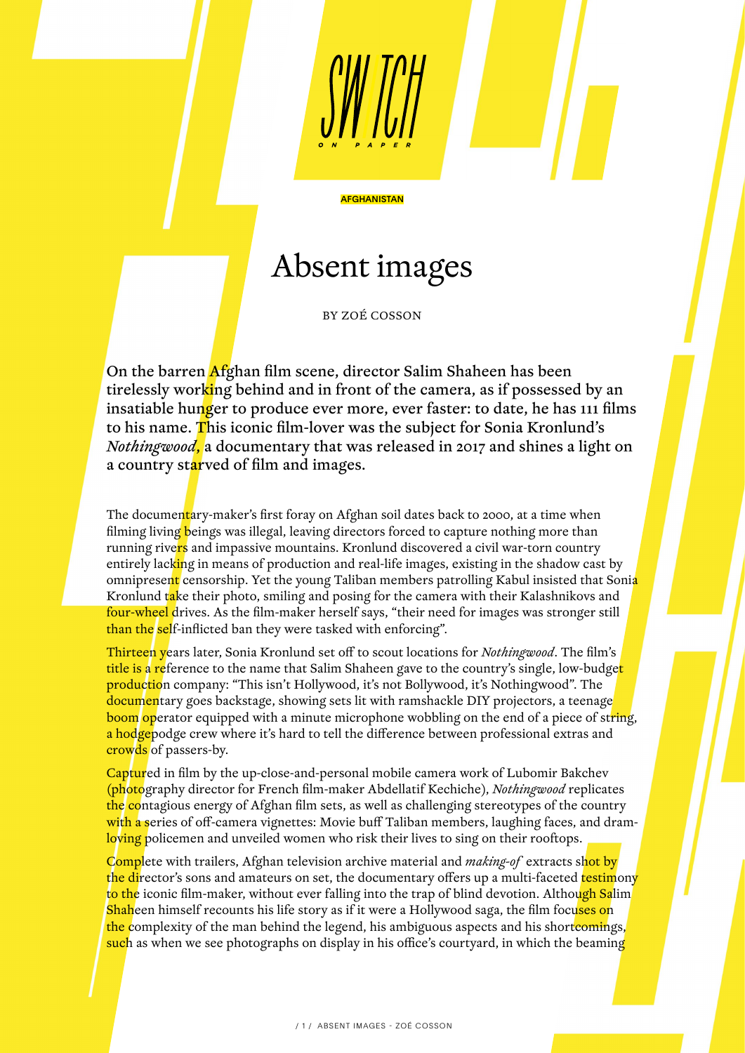AFGHANISTAN

# Absent images

BY ZOÉ COSSON

**On the barren Afghan film scene, director Salim Shaheen has been tirelessly working behind and in front of the camera, as if possessed by an insatiable hunger to produce ever more, ever faster: to date, he has 111 films to his name. This iconic film-lover was the subject for Sonia Kronlund's *Nothingwood*, a documentary that was released in 2017 and shines a light on a country starved of film and images.**

The documentary-maker's first foray on Afghan soil dates back to 2000, at a time when filming living beings was illegal, leaving directors forced to capture nothing more than running rivers and impassive mountains. Kronlund discovered a civil war-torn country entirely lacking in means of production and real-life images, existing in the shadow cast by omnipresent censorship. Yet the young Taliban members patrolling Kabul insisted that Sonia Kronlund take their photo, smiling and posing for the camera with their Kalashnikovs and four-wheel drives. As the film-maker herself says, "their need for images was stronger still than the self-inflicted ban they were tasked with enforcing".

Thirteen years later, Sonia Kronlund set off to scout locations for *Nothingwood*. The film's title is a reference to the name that Salim Shaheen gave to the country's single, low-budget production company: "This isn't Hollywood, it's not Bollywood, it's Nothingwood". The documentary goes backstage, showing sets lit with ramshackle DIY projectors, a teenage boom operator equipped with a minute microphone wobbling on the end of a piece of string, a hodgepodge crew where it's hard to tell the difference between professional extras and crowds of passers-by.

Captured in film by the up-close-and-personal mobile camera work of Lubomir Bakchev (photography director for French film-maker Abdellatif Kechiche), *Nothingwood* replicates the contagious energy of Afghan film sets, as well as challenging stereotypes of the country with a series of off-camera vignettes: Movie buff Taliban members, laughing faces, and dram-loving policemen and unveiled women who risk their lives to sing on their rooftops.

Complete with trailers, Afghan television archive material and *making-of* extracts shot by the director's sons and amateurs on set, the documentary offers up a multi-faceted testimony to the iconic film-maker, without ever falling into the trap of blind devotion. Although Salim Shaheen himself recounts his life story as if it were a Hollywood saga, the film focuses on the complexity of the man behind the legend, his ambiguous aspects and his shortcomings, such as when we see photographs on display in his office's courtyard, in which the beaming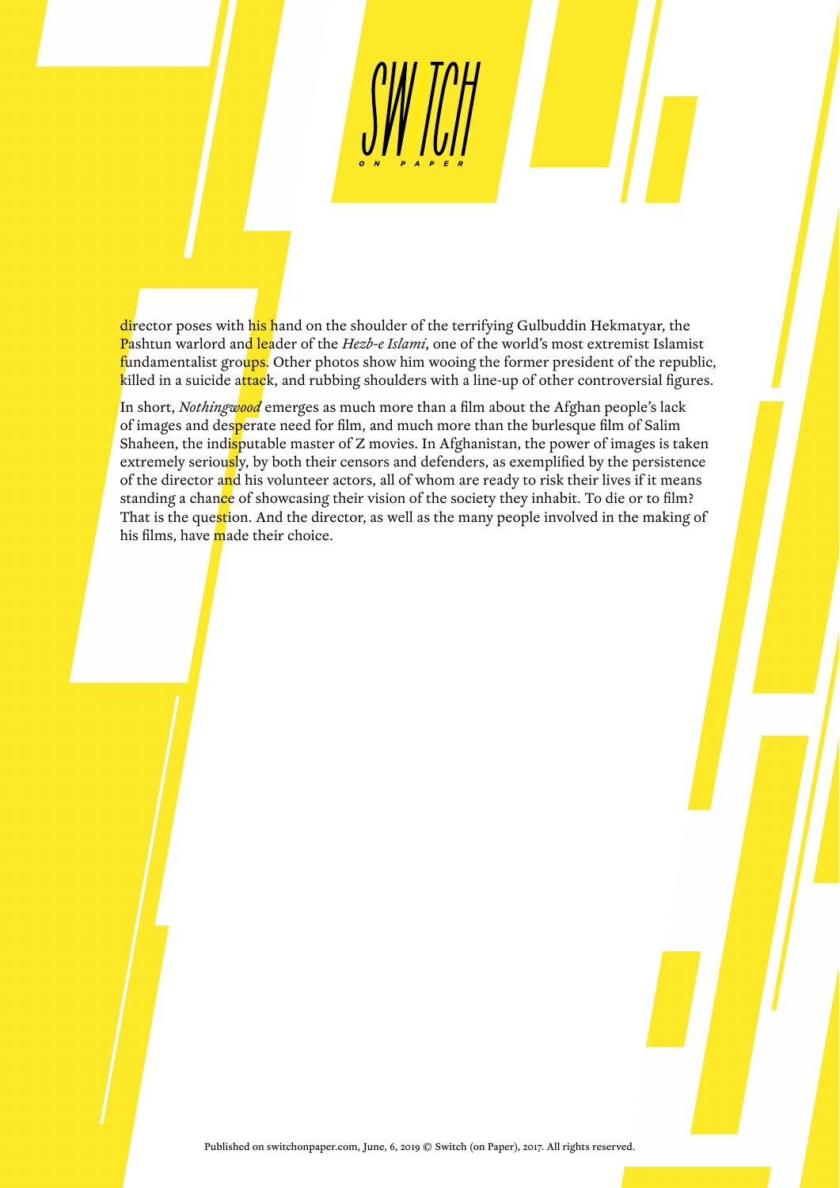director poses with his hand on the shoulder of the terrifying Gulbuddin Hekmatyar, the Pashtun warlord and leader of the *Hezb-e Islami*, one of the world's most extremist Islamist fundamentalist groups. Other photos show him wooing the former president of the republic, killed in a suicide attack, and rubbing shoulders with a line-up of other controversial figures.

In short, *Nothingwood* emerges as much more than a film about the Afghan people's lack of images and desperate need for film, and much more than the burlesque film of Salim Shaheen, the indisputable master of Z movies. In Afghanistan, the power of images is taken extremely seriously, by both their censors and defenders, as exemplified by the persistence of the director and his volunteer actors, all of whom are ready to risk their lives if it means standing a chance of showcasing their vision of the society they inhabit. To die or to film? That is the question. And the director, as well as the many people involved in the making of his films, have made their choice.

Published on switchonpaper.com, June, 6, 2019 © Switch (on Paper), 2017. All rights reserved.